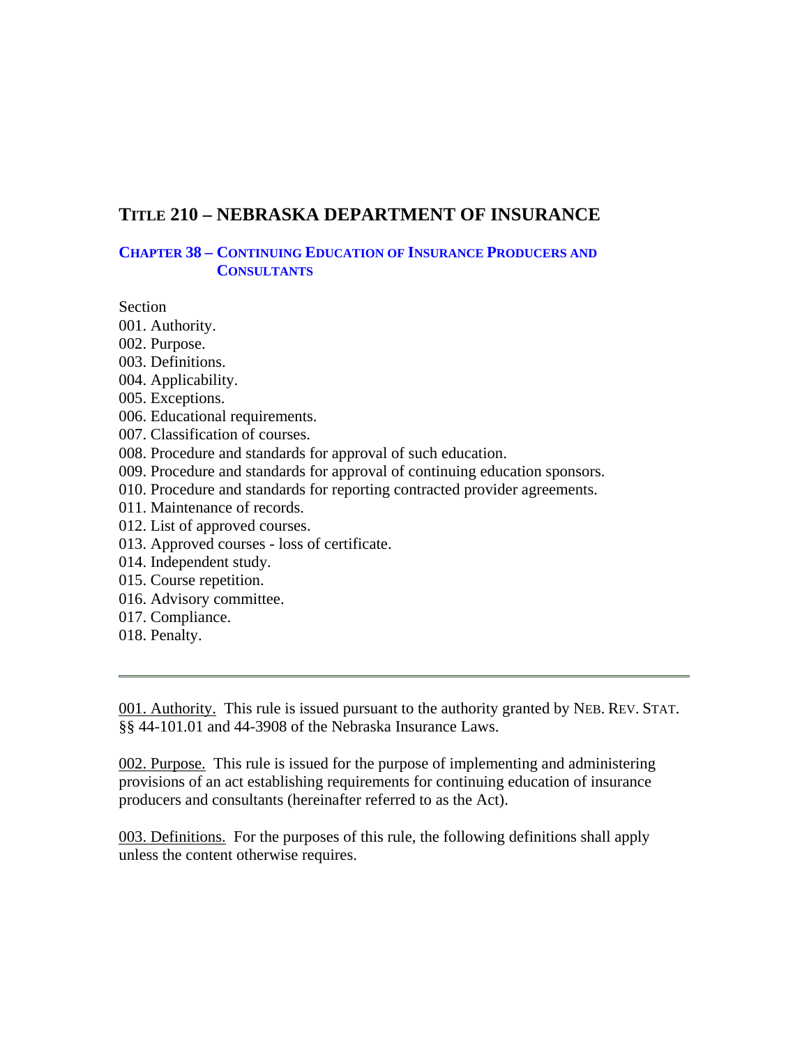# Title 210 – NEBRASKA DEPARTMENT OF INSURANCE

## Chapter 38 – Continuing Education of Insurance Producers and Consultants

Section
001. Authority.
002. Purpose.
003. Definitions.
004. Applicability.
005. Exceptions.
006. Educational requirements.
007. Classification of courses.
008. Procedure and standards for approval of such education.
009. Procedure and standards for approval of continuing education sponsors.
010. Procedure and standards for reporting contracted provider agreements.
011. Maintenance of records.
012. List of approved courses.
013. Approved courses - loss of certificate.
014. Independent study.
015. Course repetition.
016. Advisory committee.
017. Compliance.
018. Penalty.

---

001. Authority. This rule is issued pursuant to the authority granted by NEB. REV. STAT. §§ 44-101.01 and 44-3908 of the Nebraska Insurance Laws.

002. Purpose. This rule is issued for the purpose of implementing and administering provisions of an act establishing requirements for continuing education of insurance producers and consultants (hereinafter referred to as the Act).

003. Definitions. For the purposes of this rule, the following definitions shall apply unless the content otherwise requires.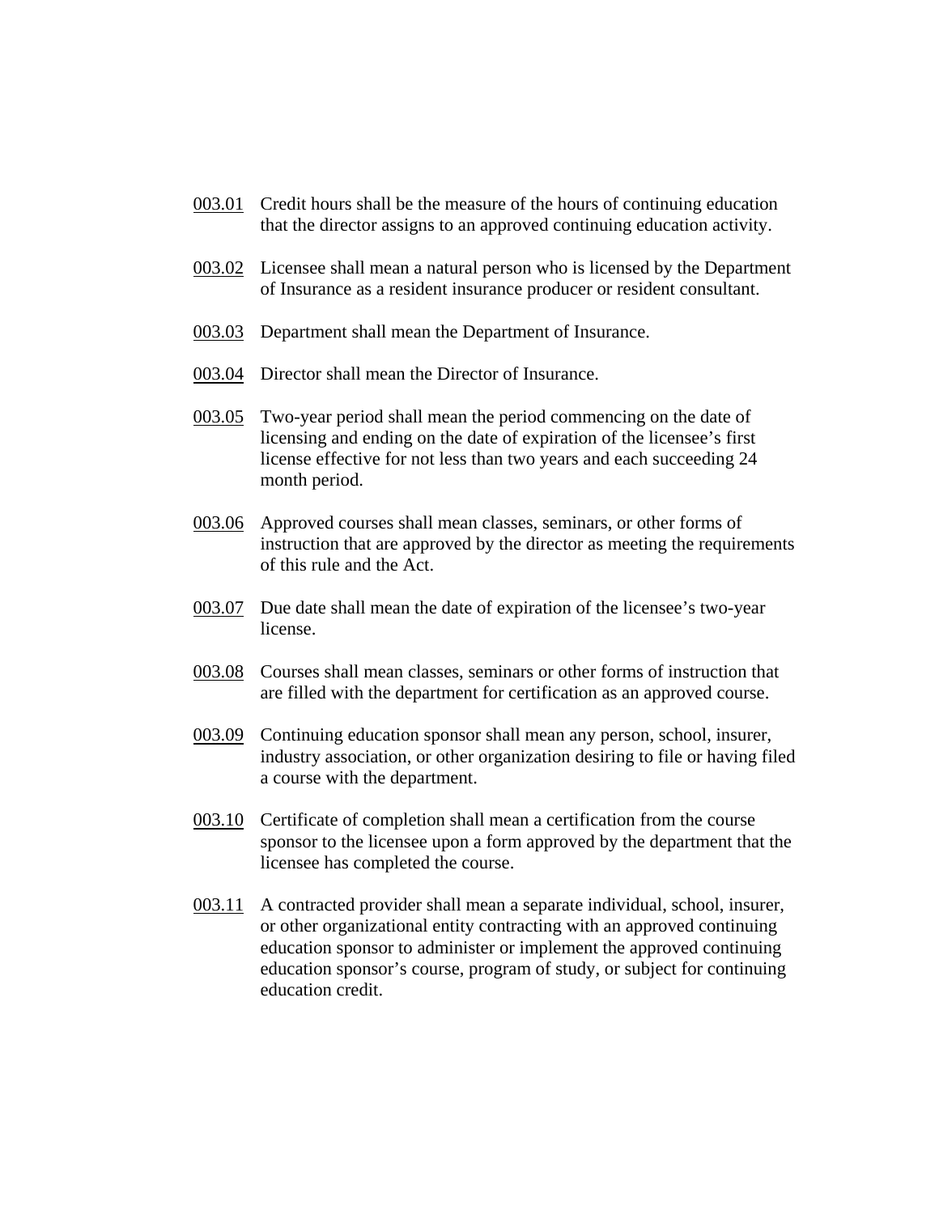<u>003.01</u> Credit hours shall be the measure of the hours of continuing education that the director assigns to an approved continuing education activity.

<u>003.02</u> Licensee shall mean a natural person who is licensed by the Department of Insurance as a resident insurance producer or resident consultant.

<u>003.03</u> Department shall mean the Department of Insurance.

<u>003.04</u> Director shall mean the Director of Insurance.

<u>003.05</u> Two-year period shall mean the period commencing on the date of licensing and ending on the date of expiration of the licensee's first license effective for not less than two years and each succeeding 24 month period.

<u>003.06</u> Approved courses shall mean classes, seminars, or other forms of instruction that are approved by the director as meeting the requirements of this rule and the Act.

<u>003.07</u> Due date shall mean the date of expiration of the licensee's two-year license.

<u>003.08</u> Courses shall mean classes, seminars or other forms of instruction that are filled with the department for certification as an approved course.

<u>003.09</u> Continuing education sponsor shall mean any person, school, insurer, industry association, or other organization desiring to file or having filed a course with the department.

<u>003.10</u> Certificate of completion shall mean a certification from the course sponsor to the licensee upon a form approved by the department that the licensee has completed the course.

<u>003.11</u> A contracted provider shall mean a separate individual, school, insurer, or other organizational entity contracting with an approved continuing education sponsor to administer or implement the approved continuing education sponsor's course, program of study, or subject for continuing education credit.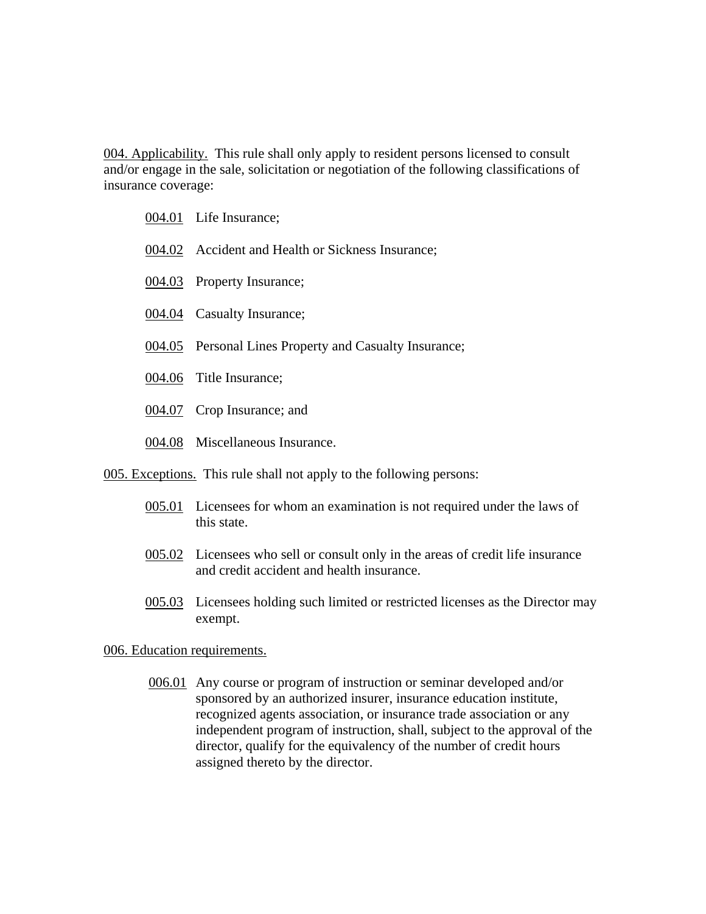004. Applicability. This rule shall only apply to resident persons licensed to consult and/or engage in the sale, solicitation or negotiation of the following classifications of insurance coverage:

- 004.01 Life Insurance;
- 004.02 Accident and Health or Sickness Insurance;
- 004.03 Property Insurance;
- 004.04 Casualty Insurance;
- 004.05 Personal Lines Property and Casualty Insurance;
- 004.06 Title Insurance;
- 004.07 Crop Insurance; and
- 004.08 Miscellaneous Insurance.

005. Exceptions. This rule shall not apply to the following persons:

- 005.01 Licensees for whom an examination is not required under the laws of this state.
- 005.02 Licensees who sell or consult only in the areas of credit life insurance and credit accident and health insurance.
- 005.03 Licensees holding such limited or restricted licenses as the Director may exempt.

006. Education requirements.

- 006.01 Any course or program of instruction or seminar developed and/or sponsored by an authorized insurer, insurance education institute, recognized agents association, or insurance trade association or any independent program of instruction, shall, subject to the approval of the director, qualify for the equivalency of the number of credit hours assigned thereto by the director.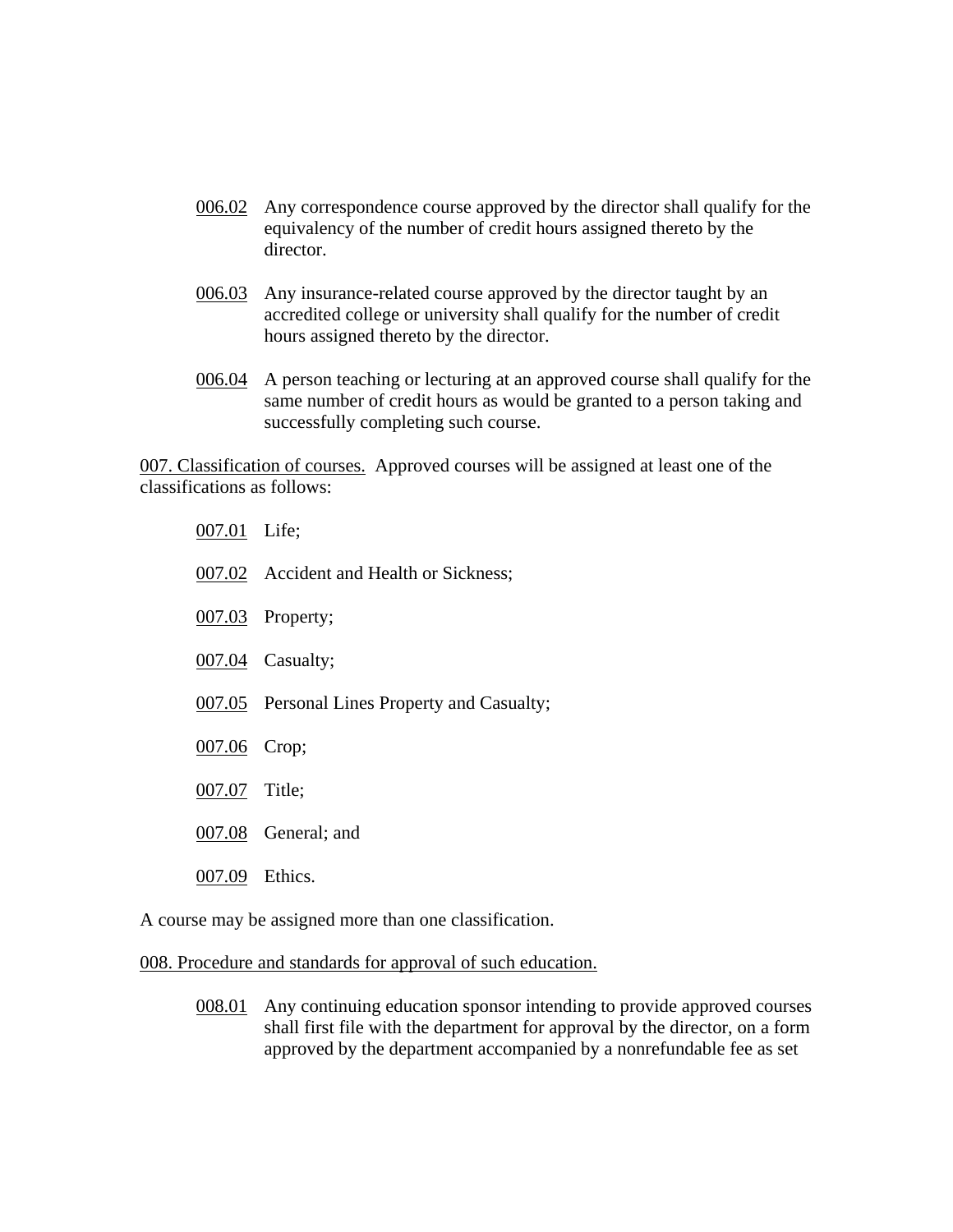006.02 Any correspondence course approved by the director shall qualify for the equivalency of the number of credit hours assigned thereto by the director.

006.03 Any insurance-related course approved by the director taught by an accredited college or university shall qualify for the number of credit hours assigned thereto by the director.

006.04 A person teaching or lecturing at an approved course shall qualify for the same number of credit hours as would be granted to a person taking and successfully completing such course.

007. Classification of courses. Approved courses will be assigned at least one of the classifications as follows:

007.01 Life;

007.02 Accident and Health or Sickness;

007.03 Property;

007.04 Casualty;

007.05 Personal Lines Property and Casualty;

007.06 Crop;

007.07 Title;

007.08 General; and

007.09 Ethics.

A course may be assigned more than one classification.

008. Procedure and standards for approval of such education.

008.01 Any continuing education sponsor intending to provide approved courses shall first file with the department for approval by the director, on a form approved by the department accompanied by a nonrefundable fee as set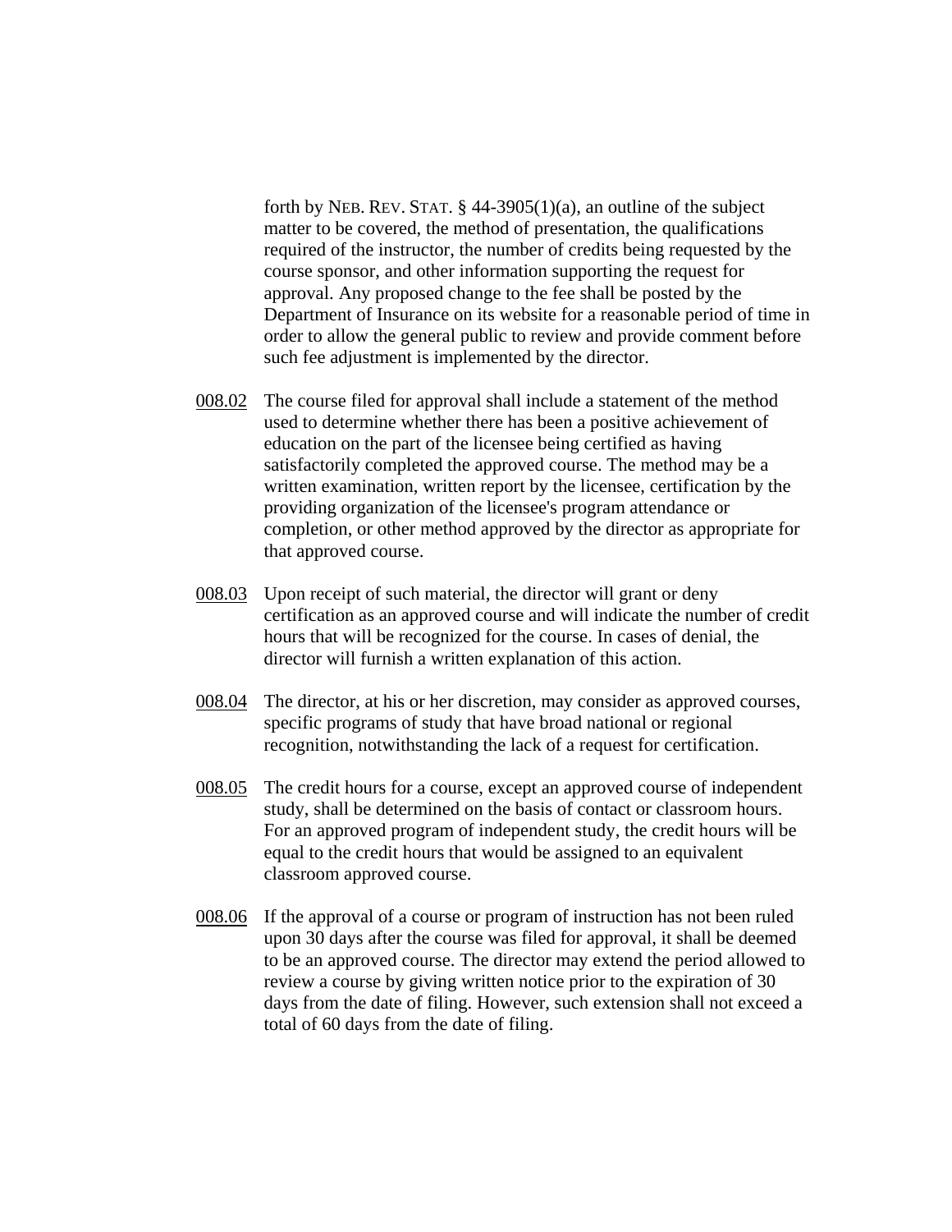forth by NEB. REV. STAT. § 44-3905(1)(a), an outline of the subject matter to be covered, the method of presentation, the qualifications required of the instructor, the number of credits being requested by the course sponsor, and other information supporting the request for approval. Any proposed change to the fee shall be posted by the Department of Insurance on its website for a reasonable period of time in order to allow the general public to review and provide comment before such fee adjustment is implemented by the director.

008.02 The course filed for approval shall include a statement of the method used to determine whether there has been a positive achievement of education on the part of the licensee being certified as having satisfactorily completed the approved course. The method may be a written examination, written report by the licensee, certification by the providing organization of the licensee's program attendance or completion, or other method approved by the director as appropriate for that approved course.

008.03 Upon receipt of such material, the director will grant or deny certification as an approved course and will indicate the number of credit hours that will be recognized for the course. In cases of denial, the director will furnish a written explanation of this action.

008.04 The director, at his or her discretion, may consider as approved courses, specific programs of study that have broad national or regional recognition, notwithstanding the lack of a request for certification.

008.05 The credit hours for a course, except an approved course of independent study, shall be determined on the basis of contact or classroom hours. For an approved program of independent study, the credit hours will be equal to the credit hours that would be assigned to an equivalent classroom approved course.

008.06 If the approval of a course or program of instruction has not been ruled upon 30 days after the course was filed for approval, it shall be deemed to be an approved course. The director may extend the period allowed to review a course by giving written notice prior to the expiration of 30 days from the date of filing. However, such extension shall not exceed a total of 60 days from the date of filing.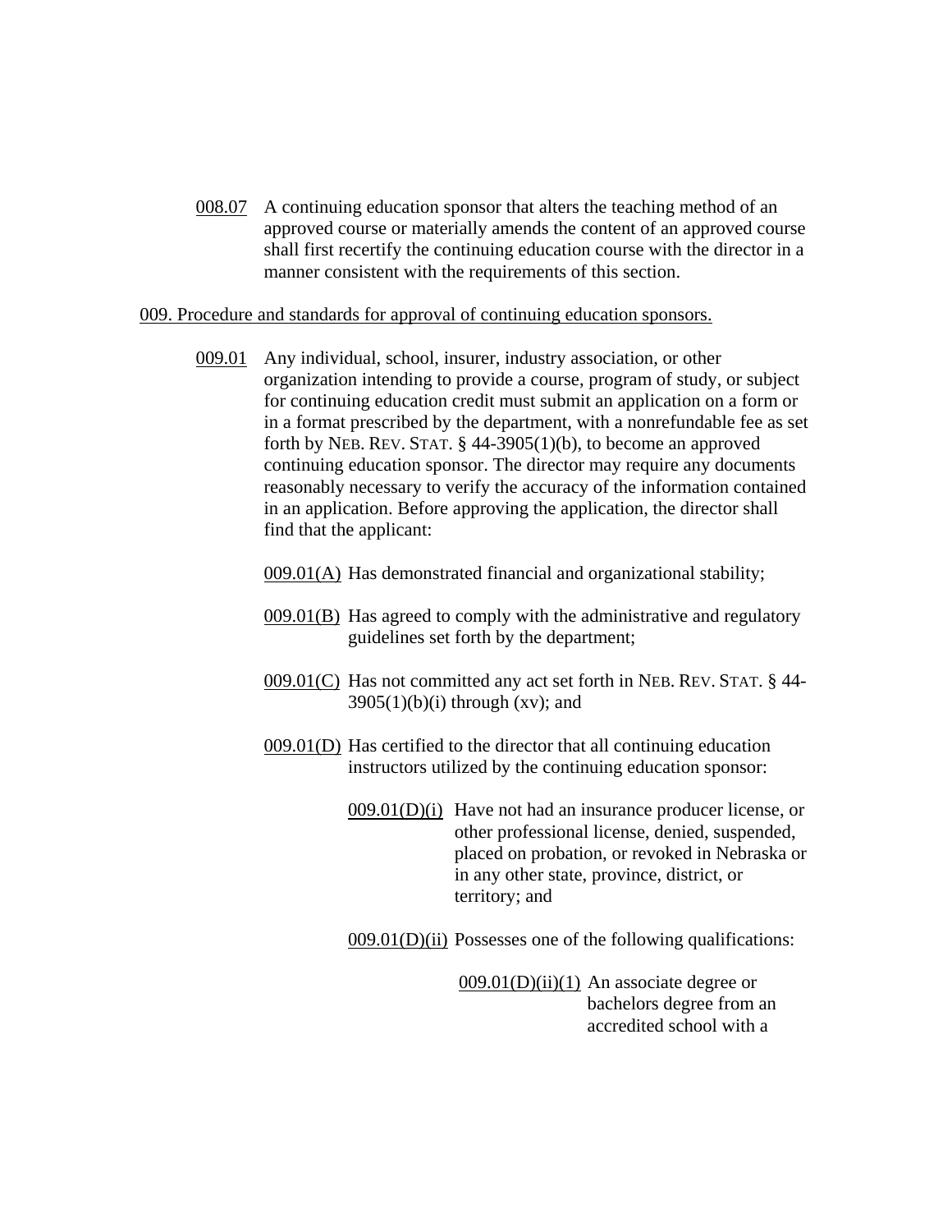008.07 A continuing education sponsor that alters the teaching method of an approved course or materially amends the content of an approved course shall first recertify the continuing education course with the director in a manner consistent with the requirements of this section.

009. Procedure and standards for approval of continuing education sponsors.

009.01 Any individual, school, insurer, industry association, or other organization intending to provide a course, program of study, or subject for continuing education credit must submit an application on a form or in a format prescribed by the department, with a nonrefundable fee as set forth by NEB. REV. STAT. § 44-3905(1)(b), to become an approved continuing education sponsor. The director may require any documents reasonably necessary to verify the accuracy of the information contained in an application. Before approving the application, the director shall find that the applicant:

009.01(A) Has demonstrated financial and organizational stability;

009.01(B) Has agreed to comply with the administrative and regulatory guidelines set forth by the department;

009.01(C) Has not committed any act set forth in NEB. REV. STAT. § 44-3905(1)(b)(i) through (xv); and

009.01(D) Has certified to the director that all continuing education instructors utilized by the continuing education sponsor:

009.01(D)(i) Have not had an insurance producer license, or other professional license, denied, suspended, placed on probation, or revoked in Nebraska or in any other state, province, district, or territory; and

009.01(D)(ii) Possesses one of the following qualifications:

009.01(D)(ii)(1) An associate degree or bachelors degree from an accredited school with a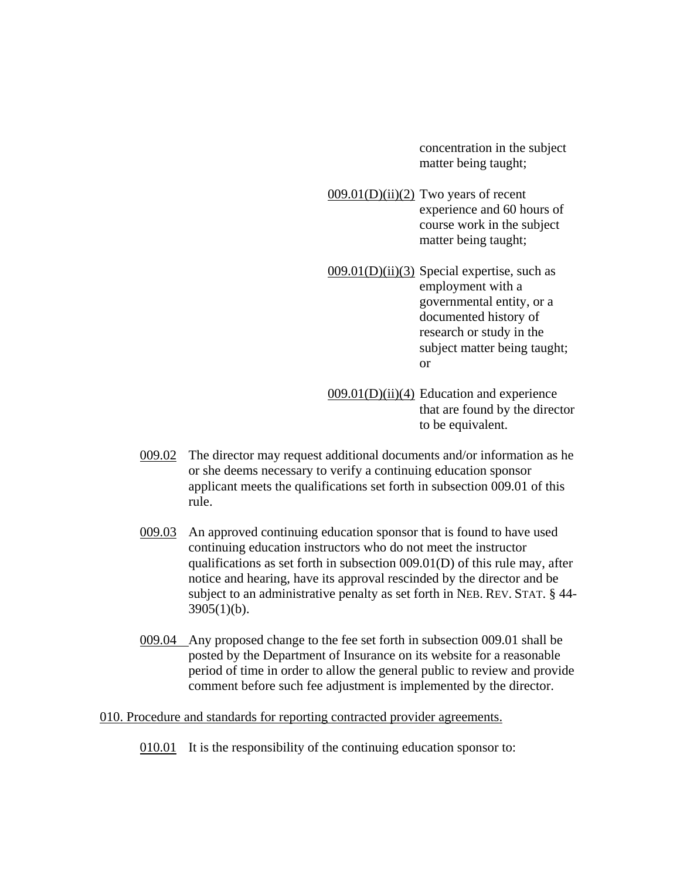concentration in the subject matter being taught;

009.01(D)(ii)(2) Two years of recent experience and 60 hours of course work in the subject matter being taught;

009.01(D)(ii)(3) Special expertise, such as employment with a governmental entity, or a documented history of research or study in the subject matter being taught; or

009.01(D)(ii)(4) Education and experience that are found by the director to be equivalent.

009.02 The director may request additional documents and/or information as he or she deems necessary to verify a continuing education sponsor applicant meets the qualifications set forth in subsection 009.01 of this rule.

009.03 An approved continuing education sponsor that is found to have used continuing education instructors who do not meet the instructor qualifications as set forth in subsection 009.01(D) of this rule may, after notice and hearing, have its approval rescinded by the director and be subject to an administrative penalty as set forth in NEB. REV. STAT. § 44-3905(1)(b).

009.04 Any proposed change to the fee set forth in subsection 009.01 shall be posted by the Department of Insurance on its website for a reasonable period of time in order to allow the general public to review and provide comment before such fee adjustment is implemented by the director.

010. Procedure and standards for reporting contracted provider agreements.

010.01 It is the responsibility of the continuing education sponsor to: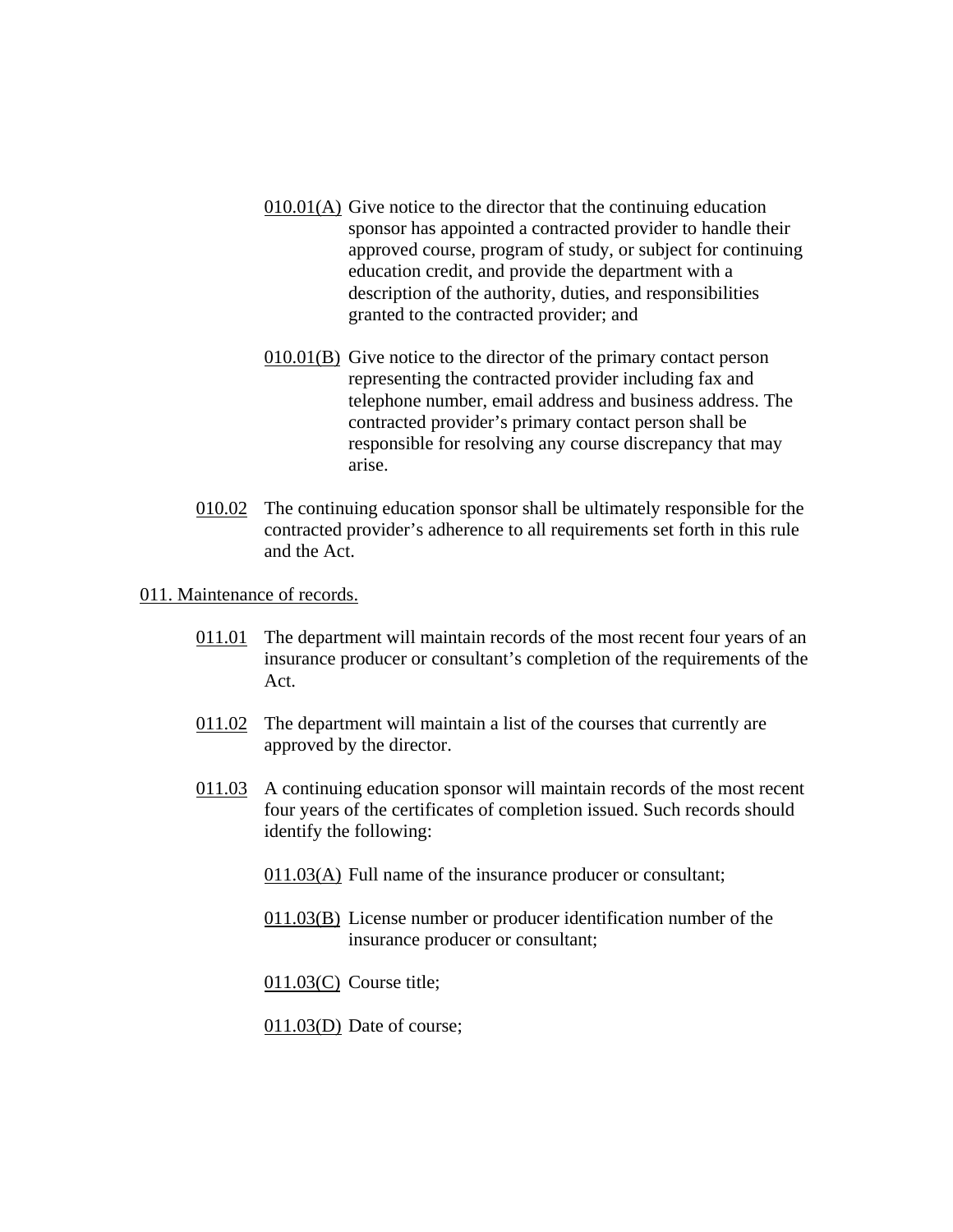010.01(A) Give notice to the director that the continuing education sponsor has appointed a contracted provider to handle their approved course, program of study, or subject for continuing education credit, and provide the department with a description of the authority, duties, and responsibilities granted to the contracted provider; and

010.01(B) Give notice to the director of the primary contact person representing the contracted provider including fax and telephone number, email address and business address. The contracted provider's primary contact person shall be responsible for resolving any course discrepancy that may arise.

010.02 The continuing education sponsor shall be ultimately responsible for the contracted provider's adherence to all requirements set forth in this rule and the Act.

011. Maintenance of records.

011.01 The department will maintain records of the most recent four years of an insurance producer or consultant's completion of the requirements of the Act.

011.02 The department will maintain a list of the courses that currently are approved by the director.

011.03 A continuing education sponsor will maintain records of the most recent four years of the certificates of completion issued. Such records should identify the following:

011.03(A) Full name of the insurance producer or consultant;

011.03(B) License number or producer identification number of the insurance producer or consultant;

011.03(C) Course title;

011.03(D) Date of course;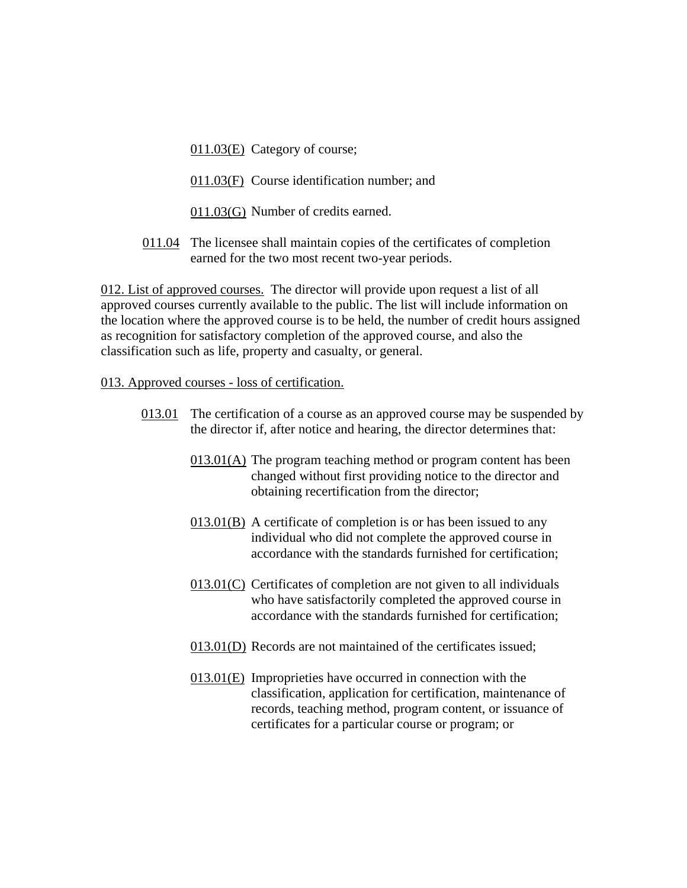011.03(E) Category of course;

011.03(F) Course identification number; and

011.03(G) Number of credits earned.

011.04 The licensee shall maintain copies of the certificates of completion earned for the two most recent two-year periods.

012. List of approved courses. The director will provide upon request a list of all approved courses currently available to the public. The list will include information on the location where the approved course is to be held, the number of credit hours assigned as recognition for satisfactory completion of the approved course, and also the classification such as life, property and casualty, or general.

013. Approved courses - loss of certification.

013.01 The certification of a course as an approved course may be suspended by the director if, after notice and hearing, the director determines that:

013.01(A) The program teaching method or program content has been changed without first providing notice to the director and obtaining recertification from the director;

013.01(B) A certificate of completion is or has been issued to any individual who did not complete the approved course in accordance with the standards furnished for certification;

013.01(C) Certificates of completion are not given to all individuals who have satisfactorily completed the approved course in accordance with the standards furnished for certification;

013.01(D) Records are not maintained of the certificates issued;

013.01(E) Improprieties have occurred in connection with the classification, application for certification, maintenance of records, teaching method, program content, or issuance of certificates for a particular course or program; or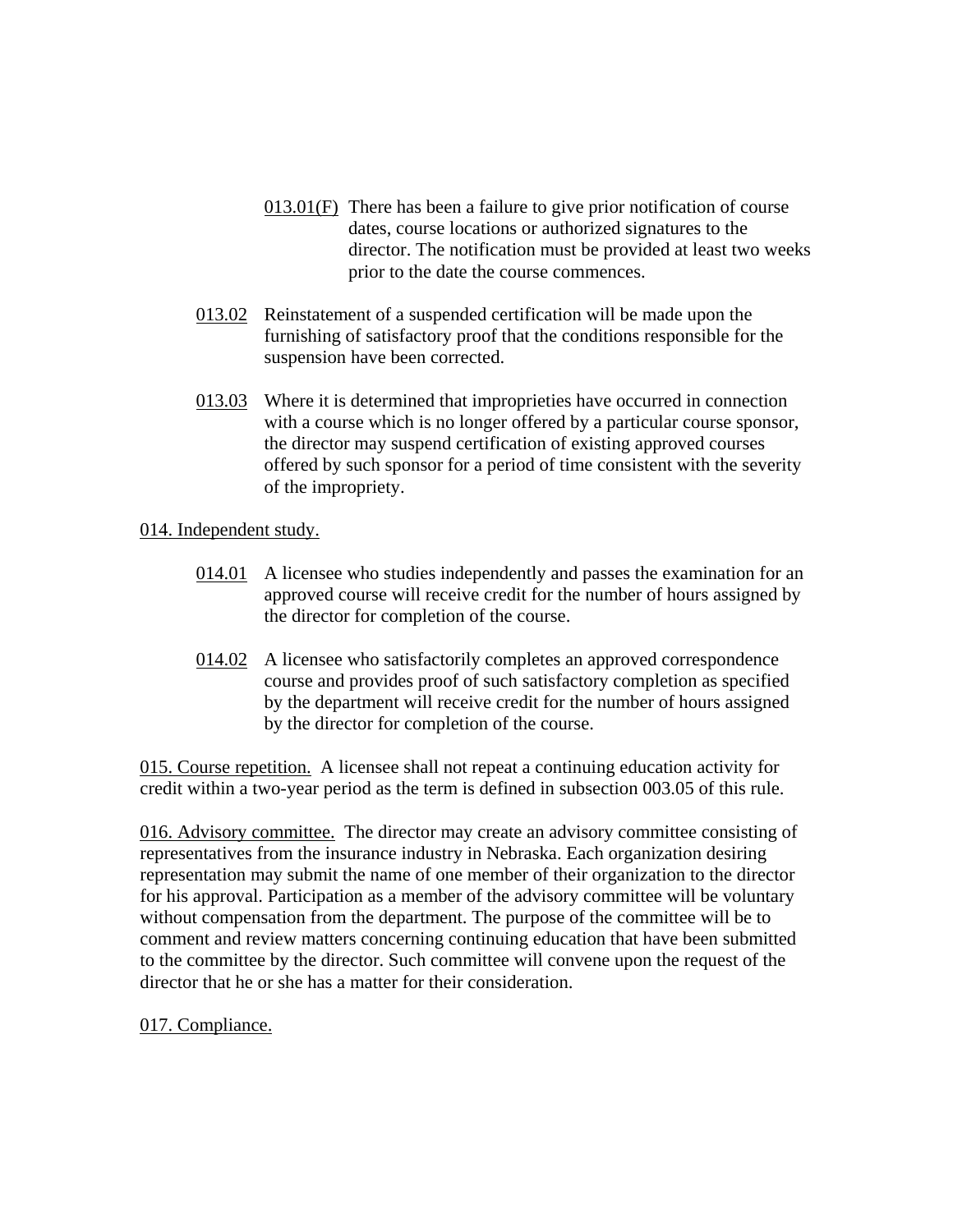013.01(F) There has been a failure to give prior notification of course dates, course locations or authorized signatures to the director. The notification must be provided at least two weeks prior to the date the course commences.

013.02 Reinstatement of a suspended certification will be made upon the furnishing of satisfactory proof that the conditions responsible for the suspension have been corrected.

013.03 Where it is determined that improprieties have occurred in connection with a course which is no longer offered by a particular course sponsor, the director may suspend certification of existing approved courses offered by such sponsor for a period of time consistent with the severity of the impropriety.

014. Independent study.

014.01 A licensee who studies independently and passes the examination for an approved course will receive credit for the number of hours assigned by the director for completion of the course.

014.02 A licensee who satisfactorily completes an approved correspondence course and provides proof of such satisfactory completion as specified by the department will receive credit for the number of hours assigned by the director for completion of the course.

015. Course repetition. A licensee shall not repeat a continuing education activity for credit within a two-year period as the term is defined in subsection 003.05 of this rule.

016. Advisory committee. The director may create an advisory committee consisting of representatives from the insurance industry in Nebraska. Each organization desiring representation may submit the name of one member of their organization to the director for his approval. Participation as a member of the advisory committee will be voluntary without compensation from the department. The purpose of the committee will be to comment and review matters concerning continuing education that have been submitted to the committee by the director. Such committee will convene upon the request of the director that he or she has a matter for their consideration.

017. Compliance.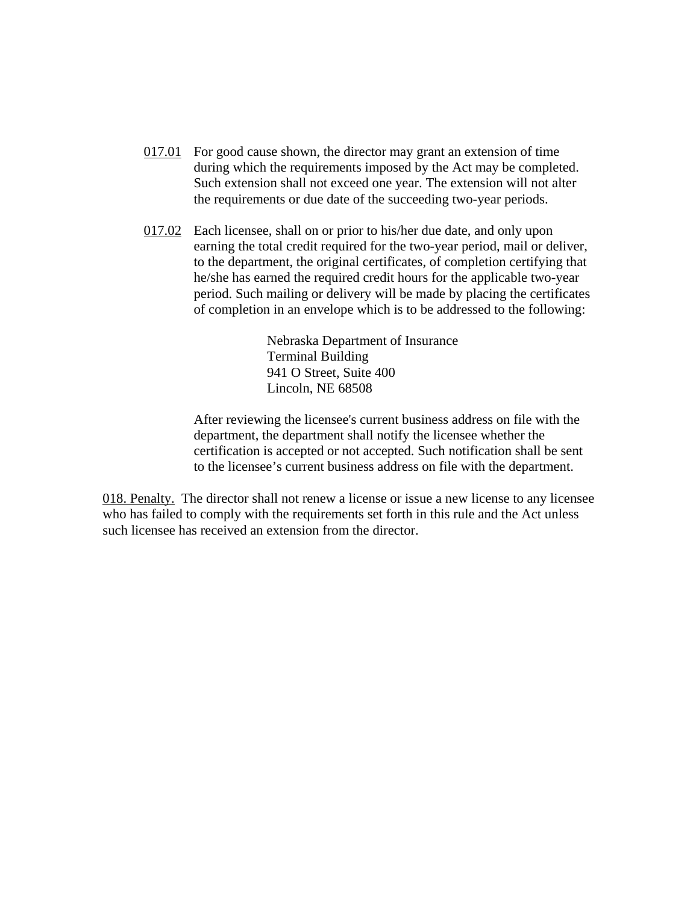017.01 For good cause shown, the director may grant an extension of time during which the requirements imposed by the Act may be completed. Such extension shall not exceed one year. The extension will not alter the requirements or due date of the succeeding two-year periods.

017.02 Each licensee, shall on or prior to his/her due date, and only upon earning the total credit required for the two-year period, mail or deliver, to the department, the original certificates, of completion certifying that he/she has earned the required credit hours for the applicable two-year period. Such mailing or delivery will be made by placing the certificates of completion in an envelope which is to be addressed to the following:

> Nebraska Department of Insurance
> Terminal Building
> 941 O Street, Suite 400
> Lincoln, NE 68508

After reviewing the licensee's current business address on file with the department, the department shall notify the licensee whether the certification is accepted or not accepted. Such notification shall be sent to the licensee's current business address on file with the department.

018. Penalty. The director shall not renew a license or issue a new license to any licensee who has failed to comply with the requirements set forth in this rule and the Act unless such licensee has received an extension from the director.